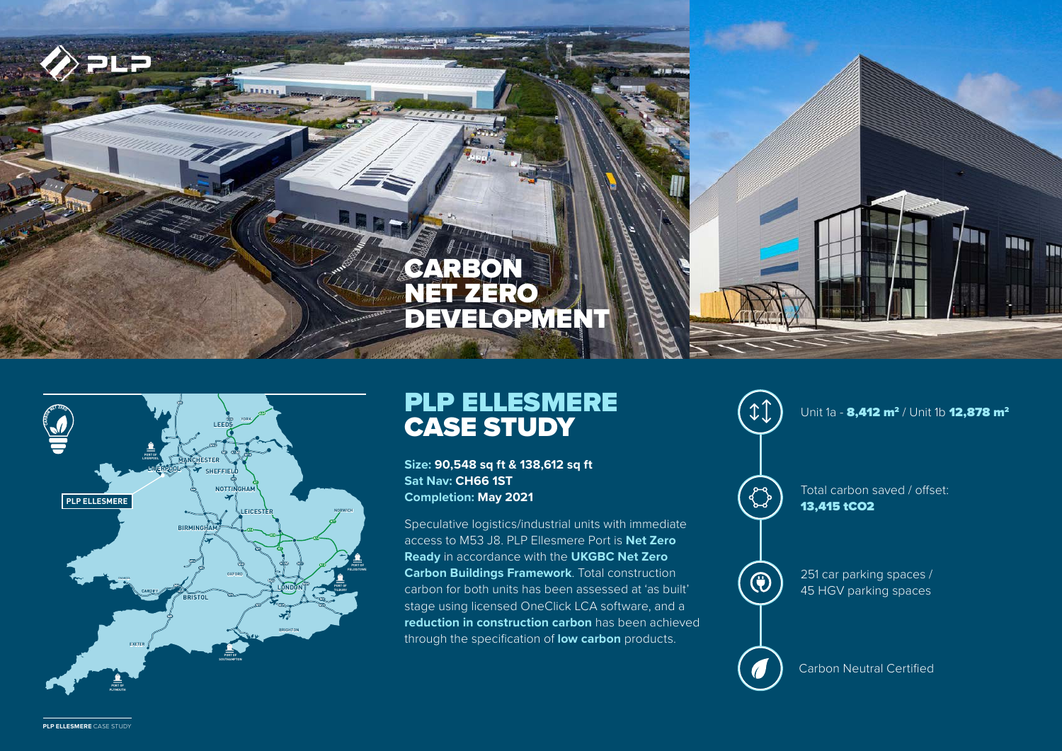# CARBON NET ZERO DEVELOPMENT

## PLP ELLESMERE CASE STUDY

**Size: 90,548 sq ft & 138,612 sq ft**
**Sat Nav: CH66 1ST**
**Completion: May 2021**

Speculative logistics/industrial units with immediate access to M53 J8. PLP Ellesmere Port is **Net Zero Ready** in accordance with the **UKGBC Net Zero Carbon Buildings Framework**. Total construction carbon for both units has been assessed at 'as built' stage using licensed OneClick LCA software, and a **reduction in construction carbon** has been achieved through the specification of **low carbon** products.

Unit 1a - **8,412 m²** / Unit 1b **12,878 m²**

Total carbon saved / offset:
**13,415 tCO2**

251 car parking spaces /
45 HGV parking spaces

Carbon Neutral Certified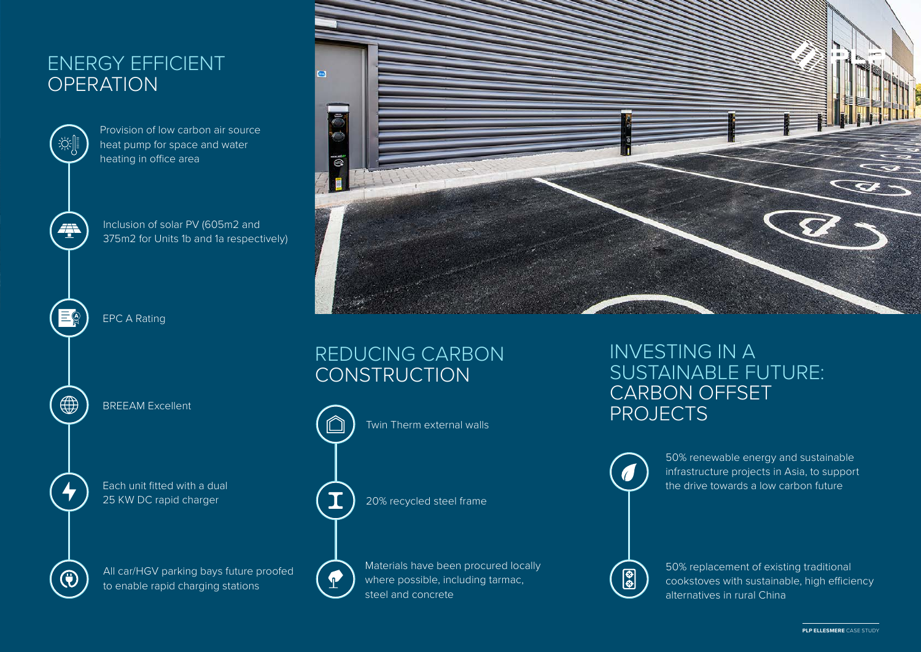## ENERGY EFFICIENT OPERATION

- Provision of low carbon air source heat pump for space and water heating in office area
- Inclusion of solar PV (605m2 and 375m2 for Units 1b and 1a respectively)
- EPC A Rating
- BREEAM Excellent
- Each unit fitted with a dual 25 KW DC rapid charger
- All car/HGV parking bays future proofed to enable rapid charging stations

## REDUCING CARBON CONSTRUCTION

- Twin Therm external walls
- 20% recycled steel frame
- Materials have been procured locally where possible, including tarmac, steel and concrete

## INVESTING IN A SUSTAINABLE FUTURE: CARBON OFFSET PROJECTS

- 50% renewable energy and sustainable infrastructure projects in Asia, to support the drive towards a low carbon future
- 50% replacement of existing traditional cookstoves with sustainable, high efficiency alternatives in rural China